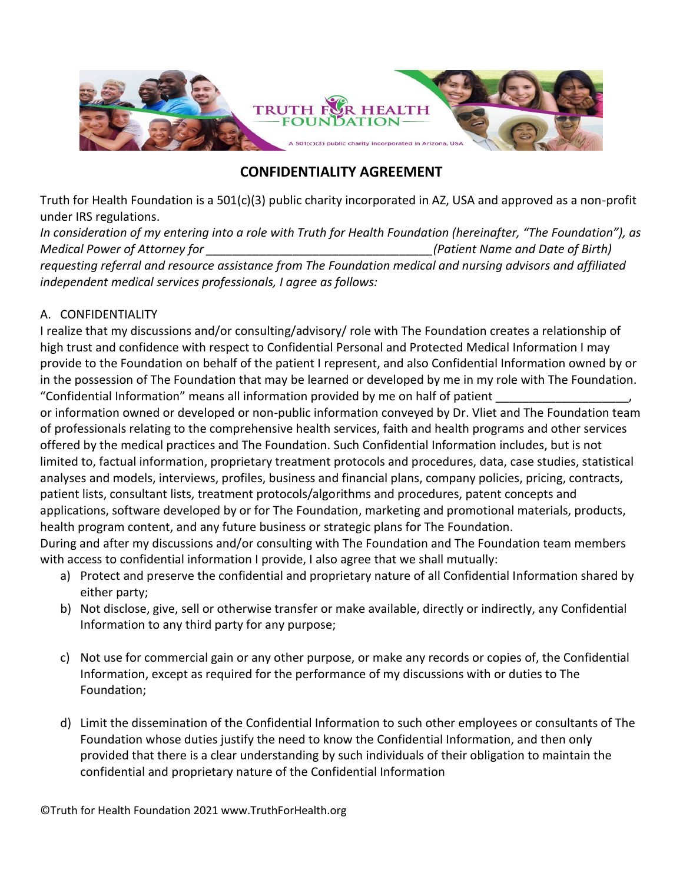TRUTH FOR HEALTH FOUNDATION

A 501(c)(3) public charity incorporated in Arizona, USA

## CONFIDENTIALITY AGREEMENT

Truth for Health Foundation is a 501(c)(3) public charity incorporated in AZ, USA and approved as a non-profit under IRS regulations.

*In consideration of my entering into a role with Truth for Health Foundation (hereinafter, "The Foundation"), as Medical Power of Attorney for ________________________________(Patient Name and Date of Birth) requesting referral and resource assistance from The Foundation medical and nursing advisors and affiliated independent medical services professionals, I agree as follows:*

A. CONFIDENTIALITY

I realize that my discussions and/or consulting/advisory/ role with The Foundation creates a relationship of high trust and confidence with respect to Confidential Personal and Protected Medical Information I may provide to the Foundation on behalf of the patient I represent, and also Confidential Information owned by or in the possession of The Foundation that may be learned or developed by me in my role with The Foundation. "Confidential Information" means all information provided by me on half of patient ___________________, or information owned or developed or non-public information conveyed by Dr. Vliet and The Foundation team of professionals relating to the comprehensive health services, faith and health programs and other services offered by the medical practices and The Foundation. Such Confidential Information includes, but is not limited to, factual information, proprietary treatment protocols and procedures, data, case studies, statistical analyses and models, interviews, profiles, business and financial plans, company policies, pricing, contracts, patient lists, consultant lists, treatment protocols/algorithms and procedures, patent concepts and applications, software developed by or for The Foundation, marketing and promotional materials, products, health program content, and any future business or strategic plans for The Foundation.

During and after my discussions and/or consulting with The Foundation and The Foundation team members with access to confidential information I provide, I also agree that we shall mutually:

a) Protect and preserve the confidential and proprietary nature of all Confidential Information shared by either party;

b) Not disclose, give, sell or otherwise transfer or make available, directly or indirectly, any Confidential Information to any third party for any purpose;

c) Not use for commercial gain or any other purpose, or make any records or copies of, the Confidential Information, except as required for the performance of my discussions with or duties to The Foundation;

d) Limit the dissemination of the Confidential Information to such other employees or consultants of The Foundation whose duties justify the need to know the Confidential Information, and then only provided that there is a clear understanding by such individuals of their obligation to maintain the confidential and proprietary nature of the Confidential Information

©Truth for Health Foundation 2021 www.TruthForHealth.org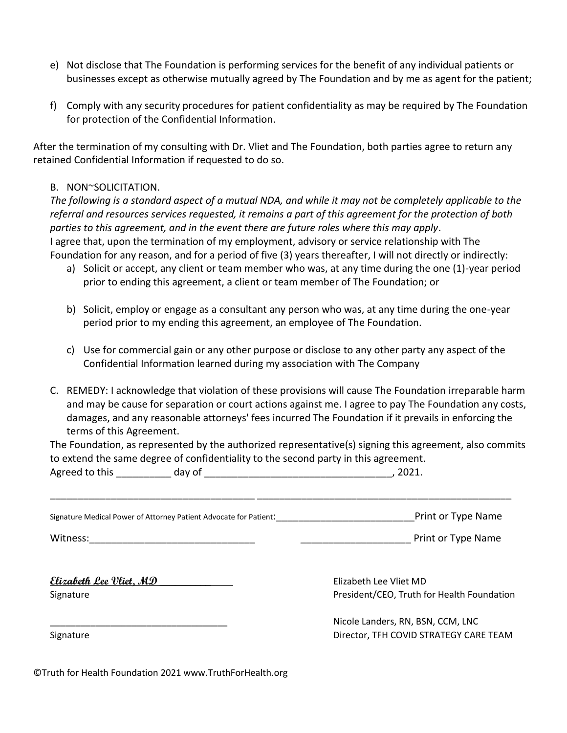e) Not disclose that The Foundation is performing services for the benefit of any individual patients or businesses except as otherwise mutually agreed by The Foundation and by me as agent for the patient;

f) Comply with any security procedures for patient confidentiality as may be required by The Foundation for protection of the Confidential Information.

After the termination of my consulting with Dr. Vliet and The Foundation, both parties agree to return any retained Confidential Information if requested to do so.

B. NON~SOLICITATION.

*The following is a standard aspect of a mutual NDA, and while it may not be completely applicable to the referral and resources services requested, it remains a part of this agreement for the protection of both parties to this agreement, and in the event there are future roles where this may apply*.

I agree that, upon the termination of my employment, advisory or service relationship with The Foundation for any reason, and for a period of five (3) years thereafter, I will not directly or indirectly:

a) Solicit or accept, any client or team member who was, at any time during the one (1)-year period prior to ending this agreement, a client or team member of The Foundation; or

b) Solicit, employ or engage as a consultant any person who was, at any time during the one-year period prior to my ending this agreement, an employee of The Foundation.

c) Use for commercial gain or any other purpose or disclose to any other party any aspect of the Confidential Information learned during my association with The Company

C. REMEDY: I acknowledge that violation of these provisions will cause The Foundation irreparable harm and may be cause for separation or court actions against me. I agree to pay The Foundation any costs, damages, and any reasonable attorneys' fees incurred The Foundation if it prevails in enforcing the terms of this Agreement.

The Foundation, as represented by the authorized representative(s) signing this agreement, also commits to extend the same degree of confidentiality to the second party in this agreement.

Agreed to this __________ day of __________________________________, 2021.

____________________________________ ______________________________________________

Signature Medical Power of Attorney Patient Advocate for Patient:__________________________Print or Type Name

Witness:______________________________ ____________________ Print or Type Name

***Elizabeth Lee Vliet, MD*** ______________

Signature

Elizabeth Lee Vliet MD
President/CEO, Truth for Health Foundation

__________________________________

Signature

Nicole Landers, RN, BSN, CCM, LNC
Director, TFH COVID STRATEGY CARE TEAM

©Truth for Health Foundation 2021 www.TruthForHealth.org